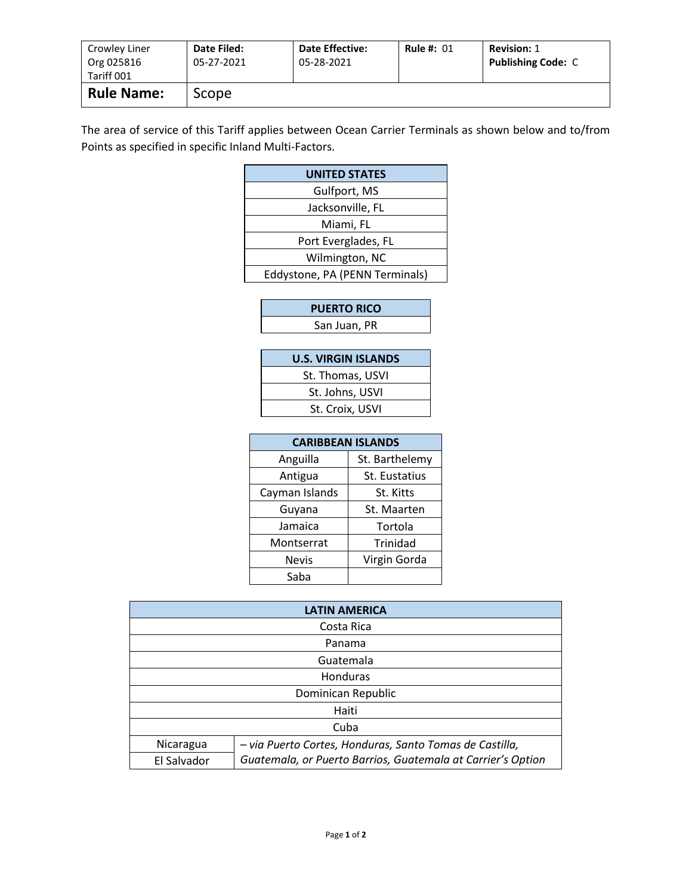| Crowley Liner<br>Org 025816<br>Tariff 001 | **Date Filed:**<br>05-27-2021 | **Date Effective:**<br>05-28-2021 | **Rule #:** 01 | **Revision:** 1<br>**Publishing Code:** C |
|---|---|---|---|---|
| **Rule Name:** | Scope | | | |

The area of service of this Tariff applies between Ocean Carrier Terminals as shown below and to/from Points as specified in specific Inland Multi-Factors.

| UNITED STATES |
|---|
| Gulfport, MS |
| Jacksonville, FL |
| Miami, FL |
| Port Everglades, FL |
| Wilmington, NC |
| Eddystone, PA (PENN Terminals) |

| PUERTO RICO |
|---|
| San Juan, PR |

| U.S. VIRGIN ISLANDS |
|---|
| St. Thomas, USVI |
| St. Johns, USVI |
| St. Croix, USVI |

| CARIBBEAN ISLANDS | |
|---|---|
| Anguilla | St. Barthelemy |
| Antigua | St. Eustatius |
| Cayman Islands | St. Kitts |
| Guyana | St. Maarten |
| Jamaica | Tortola |
| Montserrat | Trinidad |
| Nevis | Virgin Gorda |
| Saba | |

| LATIN AMERICA | |
|---|---|
| Costa Rica | |
| Panama | |
| Guatemala | |
| Honduras | |
| Dominican Republic | |
| Haiti | |
| Cuba | |
| Nicaragua | *– via Puerto Cortes, Honduras, Santo Tomas de Castilla, Guatemala, or Puerto Barrios, Guatemala at Carrier's Option* |
| El Salvador | |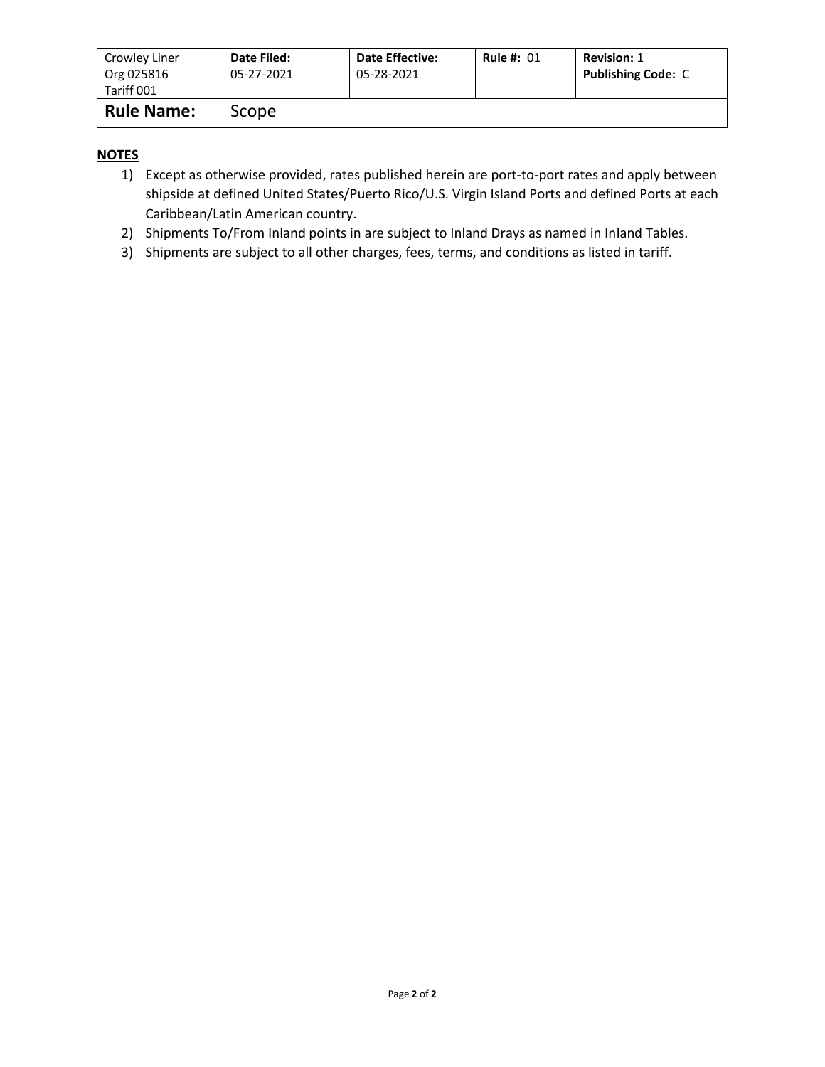| | | | | |
|---|---|---|---|---|
| Crowley Liner<br>Org 025816<br>Tariff 001 | **Date Filed:**<br>05-27-2021 | **Date Effective:**<br>05-28-2021 | **Rule #:** 01 | **Revision:** 1<br>**Publishing Code:** C |
| **Rule Name:** | Scope | | | |

**NOTES**

1) Except as otherwise provided, rates published herein are port-to-port rates and apply between shipside at defined United States/Puerto Rico/U.S. Virgin Island Ports and defined Ports at each Caribbean/Latin American country.
2) Shipments To/From Inland points in are subject to Inland Drays as named in Inland Tables.
3) Shipments are subject to all other charges, fees, terms, and conditions as listed in tariff.